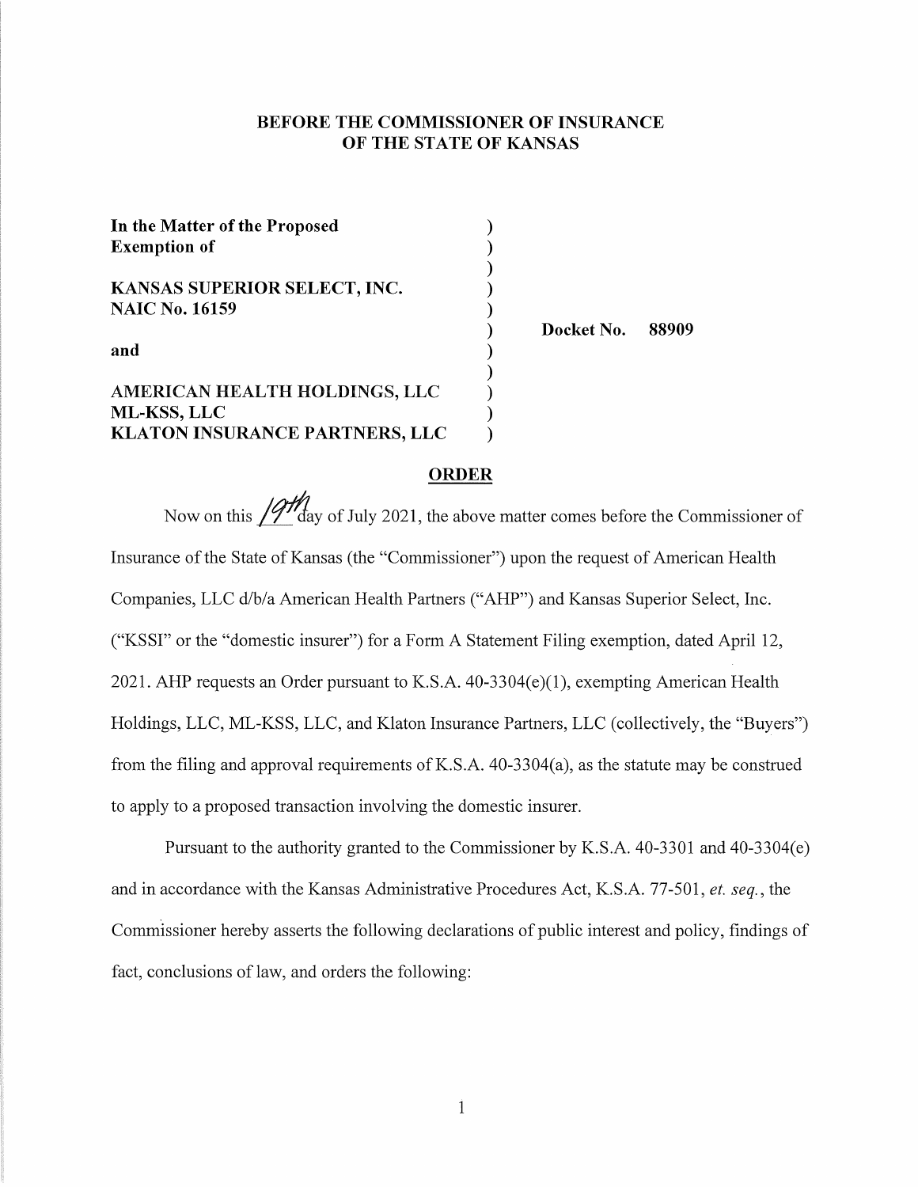**BEFORE THE COMMISSIONER OF INSURANCE**
**OF THE STATE OF KANSAS**

| | | |
|---|---|---|
| **In the Matter of the Proposed Exemption of** | ) | |
| **KANSAS SUPERIOR SELECT, INC.** | ) | |
| **NAIC No. 16159** | ) | **Docket No. 88909** |
| **and** | ) | |
| **AMERICAN HEALTH HOLDINGS, LLC** | ) | |
| **ML-KSS, LLC** | ) | |
| **KLATON INSURANCE PARTNERS, LLC** | ) | |

## ORDER

Now on this 19th day of July 2021, the above matter comes before the Commissioner of Insurance of the State of Kansas (the "Commissioner") upon the request of American Health Companies, LLC d/b/a American Health Partners ("AHP") and Kansas Superior Select, Inc. ("KSSI" or the "domestic insurer") for a Form A Statement Filing exemption, dated April 12, 2021. AHP requests an Order pursuant to K.S.A. 40-3304(e)(1), exempting American Health Holdings, LLC, ML-KSS, LLC, and Klaton Insurance Partners, LLC (collectively, the "Buyers") from the filing and approval requirements of K.S.A. 40-3304(a), as the statute may be construed to apply to a proposed transaction involving the domestic insurer.

Pursuant to the authority granted to the Commissioner by K.S.A. 40-3301 and 40-3304(e) and in accordance with the Kansas Administrative Procedures Act, K.S.A. 77-501, *et. seq.*, the Commissioner hereby asserts the following declarations of public interest and policy, findings of fact, conclusions of law, and orders the following: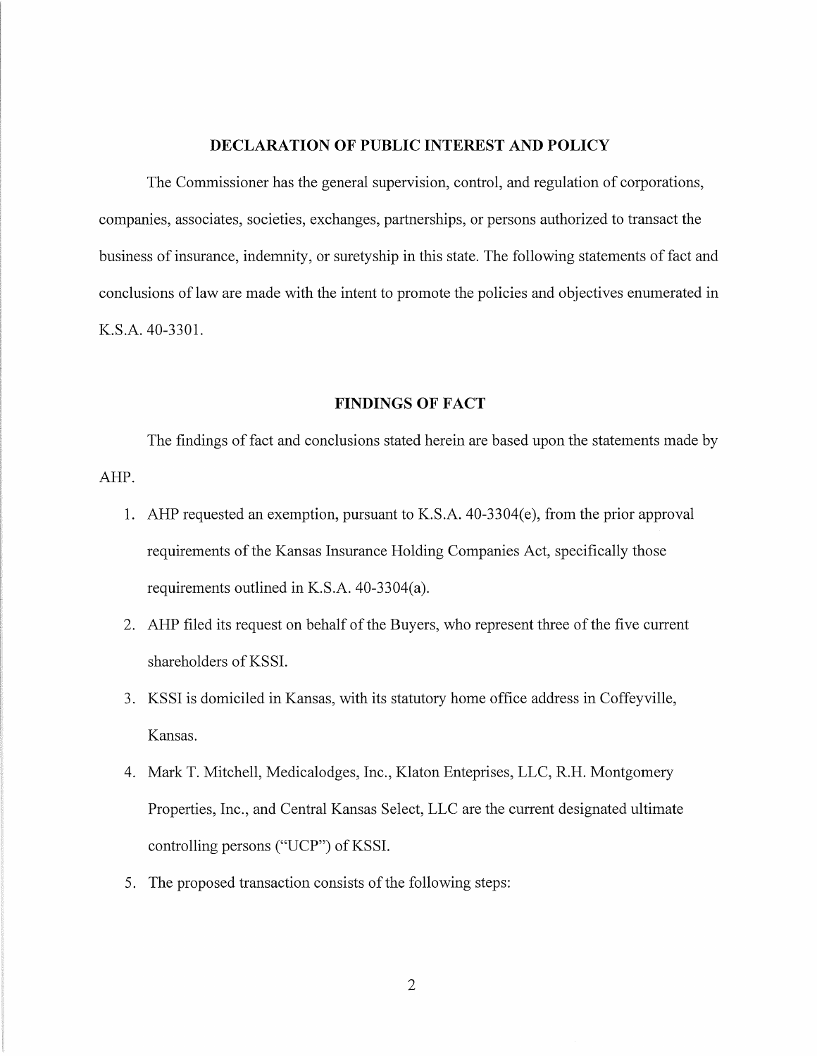## DECLARATION OF PUBLIC INTEREST AND POLICY

The Commissioner has the general supervision, control, and regulation of corporations, companies, associates, societies, exchanges, partnerships, or persons authorized to transact the business of insurance, indemnity, or suretyship in this state. The following statements of fact and conclusions of law are made with the intent to promote the policies and objectives enumerated in K.S.A. 40-3301.

## FINDINGS OF FACT

The findings of fact and conclusions stated herein are based upon the statements made by AHP.

1. AHP requested an exemption, pursuant to K.S.A. 40-3304(e), from the prior approval requirements of the Kansas Insurance Holding Companies Act, specifically those requirements outlined in K.S.A. 40-3304(a).
2. AHP filed its request on behalf of the Buyers, who represent three of the five current shareholders of KSSI.
3. KSSI is domiciled in Kansas, with its statutory home office address in Coffeyville, Kansas.
4. Mark T. Mitchell, Medicalodges, Inc., Klaton Enteprises, LLC, R.H. Montgomery Properties, Inc., and Central Kansas Select, LLC are the current designated ultimate controlling persons ("UCP") of KSSI.
5. The proposed transaction consists of the following steps: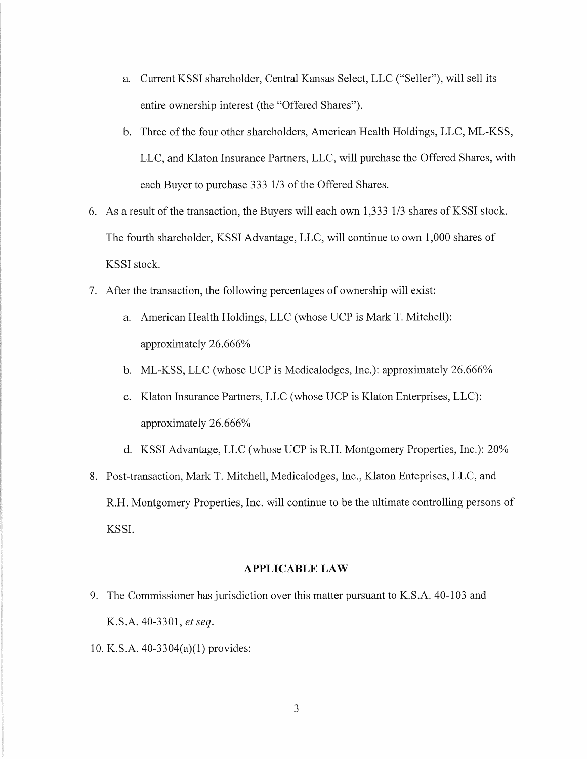a. Current KSSI shareholder, Central Kansas Select, LLC ("Seller"), will sell its entire ownership interest (the "Offered Shares").

b. Three of the four other shareholders, American Health Holdings, LLC, ML-KSS, LLC, and Klaton Insurance Partners, LLC, will purchase the Offered Shares, with each Buyer to purchase 333 1/3 of the Offered Shares.

6. As a result of the transaction, the Buyers will each own 1,333 1/3 shares of KSSI stock. The fourth shareholder, KSSI Advantage, LLC, will continue to own 1,000 shares of KSSI stock.

7. After the transaction, the following percentages of ownership will exist:

   a. American Health Holdings, LLC (whose UCP is Mark T. Mitchell): approximately 26.666%

   b. ML-KSS, LLC (whose UCP is Medicalodges, Inc.): approximately 26.666%

   c. Klaton Insurance Partners, LLC (whose UCP is Klaton Enterprises, LLC): approximately 26.666%

   d. KSSI Advantage, LLC (whose UCP is R.H. Montgomery Properties, Inc.): 20%

8. Post-transaction, Mark T. Mitchell, Medicalodges, Inc., Klaton Enteprises, LLC, and R.H. Montgomery Properties, Inc. will continue to be the ultimate controlling persons of KSSI.

## APPLICABLE LAW

9. The Commissioner has jurisdiction over this matter pursuant to K.S.A. 40-103 and K.S.A. 40-3301, *et seq*.

10. K.S.A. 40-3304(a)(1) provides: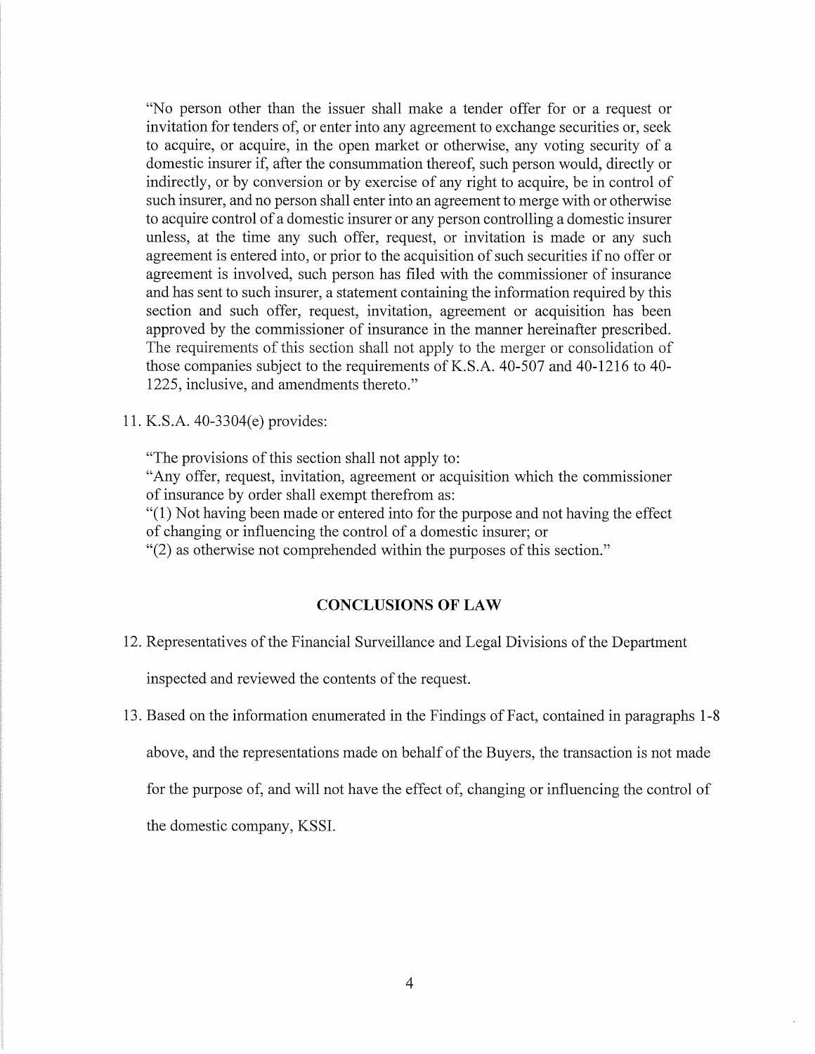"No person other than the issuer shall make a tender offer for or a request or invitation for tenders of, or enter into any agreement to exchange securities or, seek to acquire, or acquire, in the open market or otherwise, any voting security of a domestic insurer if, after the consummation thereof, such person would, directly or indirectly, or by conversion or by exercise of any right to acquire, be in control of such insurer, and no person shall enter into an agreement to merge with or otherwise to acquire control of a domestic insurer or any person controlling a domestic insurer unless, at the time any such offer, request, or invitation is made or any such agreement is entered into, or prior to the acquisition of such securities if no offer or agreement is involved, such person has filed with the commissioner of insurance and has sent to such insurer, a statement containing the information required by this section and such offer, request, invitation, agreement or acquisition has been approved by the commissioner of insurance in the manner hereinafter prescribed. The requirements of this section shall not apply to the merger or consolidation of those companies subject to the requirements of K.S.A. 40-507 and 40-1216 to 40-1225, inclusive, and amendments thereto."

11. K.S.A. 40-3304(e) provides:

"The provisions of this section shall not apply to:
"Any offer, request, invitation, agreement or acquisition which the commissioner of insurance by order shall exempt therefrom as:
"(1) Not having been made or entered into for the purpose and not having the effect of changing or influencing the control of a domestic insurer; or
"(2) as otherwise not comprehended within the purposes of this section."

## CONCLUSIONS OF LAW

12. Representatives of the Financial Surveillance and Legal Divisions of the Department inspected and reviewed the contents of the request.

13. Based on the information enumerated in the Findings of Fact, contained in paragraphs 1-8 above, and the representations made on behalf of the Buyers, the transaction is not made for the purpose of, and will not have the effect of, changing or influencing the control of the domestic company, KSSI.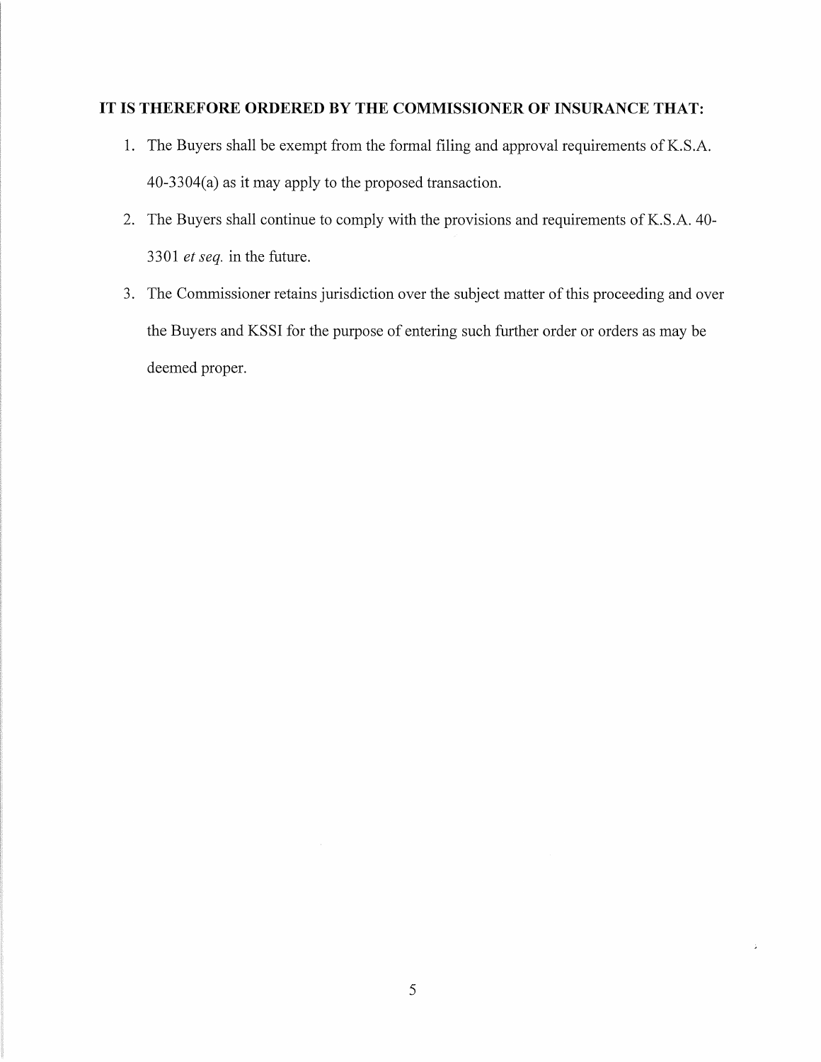**IT IS THEREFORE ORDERED BY THE COMMISSIONER OF INSURANCE THAT:**

1. The Buyers shall be exempt from the formal filing and approval requirements of K.S.A. 40-3304(a) as it may apply to the proposed transaction.
2. The Buyers shall continue to comply with the provisions and requirements of K.S.A. 40-3301 *et seq.* in the future.
3. The Commissioner retains jurisdiction over the subject matter of this proceeding and over the Buyers and KSSI for the purpose of entering such further order or orders as may be deemed proper.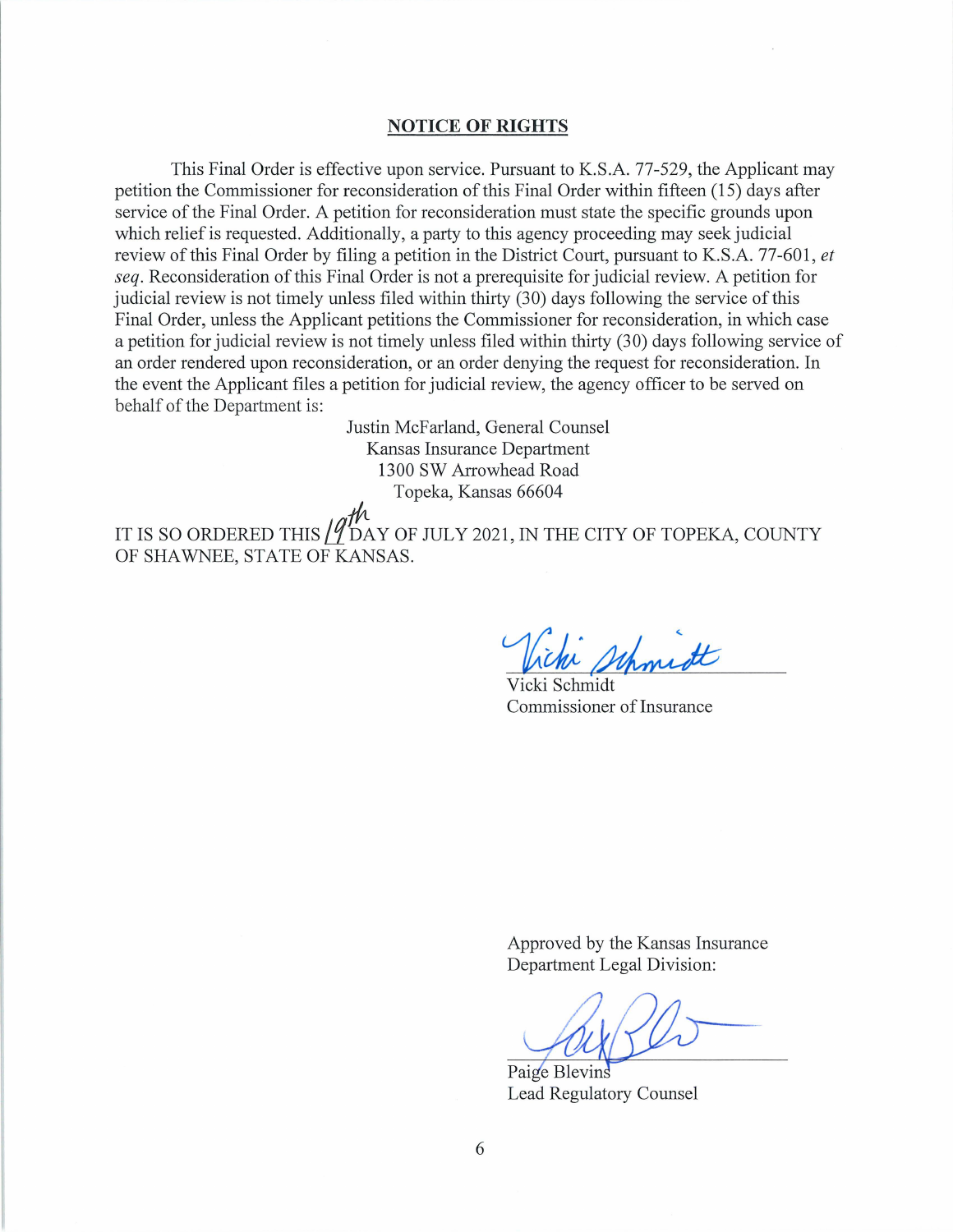## NOTICE OF RIGHTS

This Final Order is effective upon service. Pursuant to K.S.A. 77-529, the Applicant may petition the Commissioner for reconsideration of this Final Order within fifteen (15) days after service of the Final Order. A petition for reconsideration must state the specific grounds upon which relief is requested. Additionally, a party to this agency proceeding may seek judicial review of this Final Order by filing a petition in the District Court, pursuant to K.S.A. 77-601, *et seq*. Reconsideration of this Final Order is not a prerequisite for judicial review. A petition for judicial review is not timely unless filed within thirty (30) days following the service of this Final Order, unless the Applicant petitions the Commissioner for reconsideration, in which case a petition for judicial review is not timely unless filed within thirty (30) days following service of an order rendered upon reconsideration, or an order denying the request for reconsideration. In the event the Applicant files a petition for judicial review, the agency officer to be served on behalf of the Department is:

Justin McFarland, General Counsel
Kansas Insurance Department
1300 SW Arrowhead Road
Topeka, Kansas 66604

IT IS SO ORDERED THIS 19th DAY OF JULY 2021, IN THE CITY OF TOPEKA, COUNTY OF SHAWNEE, STATE OF KANSAS.

Vicki Schmidt
Commissioner of Insurance

Approved by the Kansas Insurance Department Legal Division:

Paige Blevins
Lead Regulatory Counsel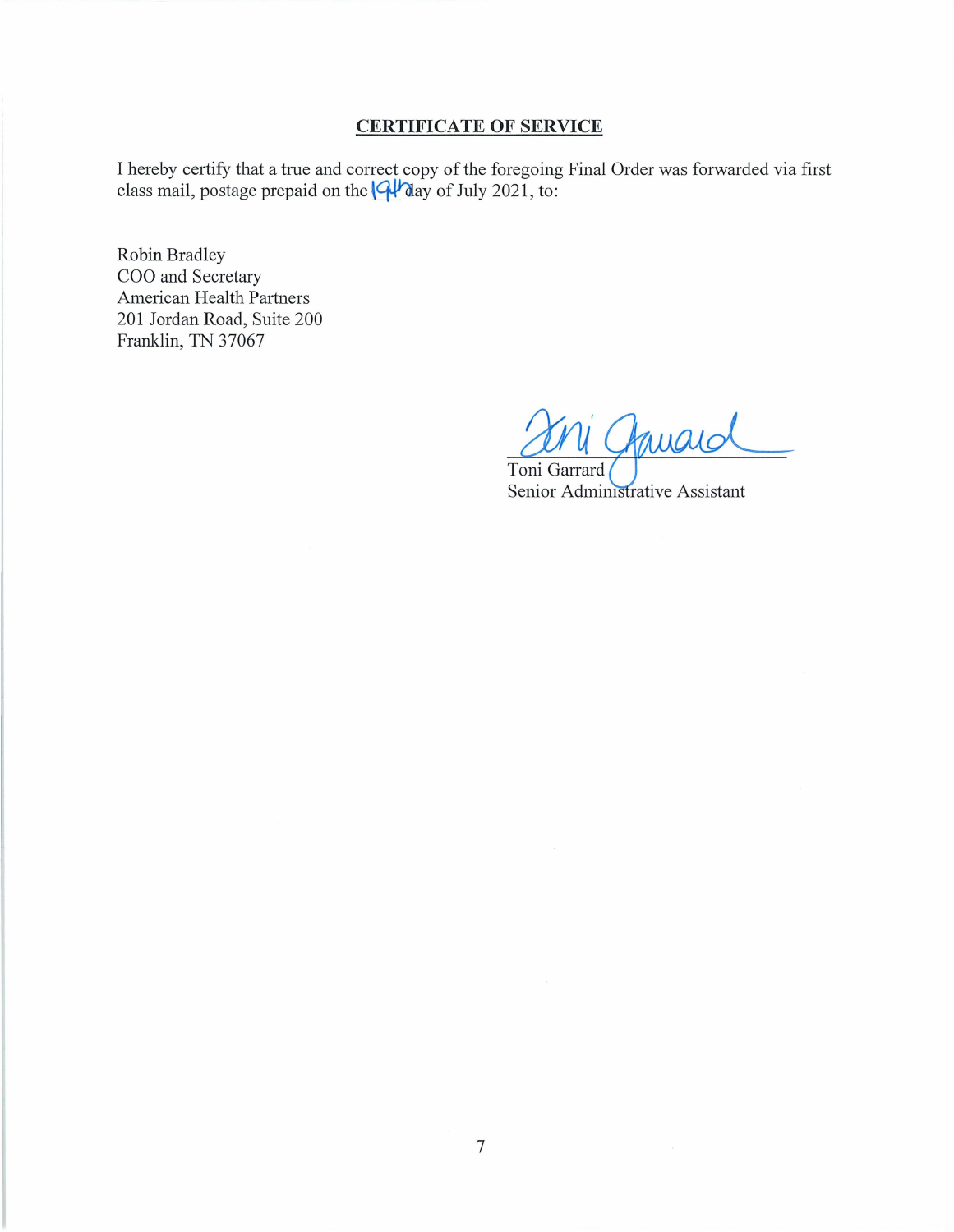## CERTIFICATE OF SERVICE

I hereby certify that a true and correct copy of the foregoing Final Order was forwarded via first class mail, postage prepaid on the 19th day of July 2021, to:

Robin Bradley  
COO and Secretary  
American Health Partners  
201 Jordan Road, Suite 200  
Franklin, TN 37067

Toni Garrard  
Senior Administrative Assistant